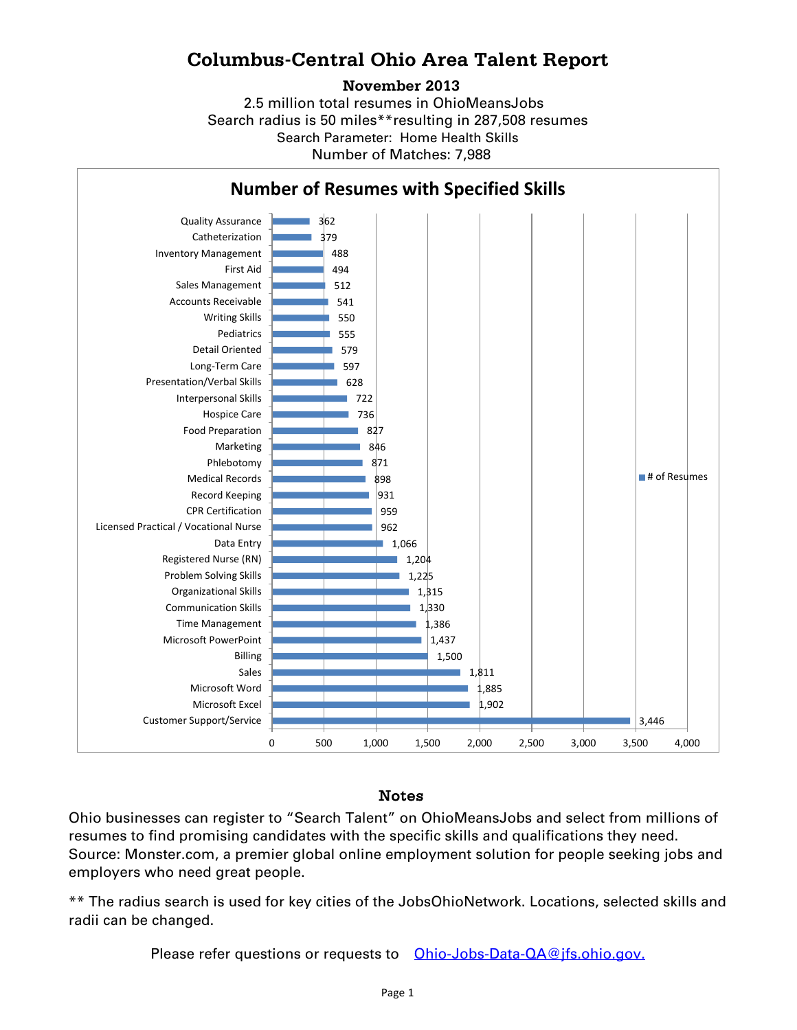# Columbus-Central Ohio Area Talent Report

**November 2013**

2.5 million total resumes in OhioMeansJobs
Search radius is 50 miles**resulting in 287,508 resumes
Search Parameter: Home Health Skills
Number of Matches: 7,988

## Number of Resumes with Specified Skills

| Skill | # of Resumes |
|---|---|
| Quality Assurance | 362 |
| Catheterization | 379 |
| Inventory Management | 488 |
| First Aid | 494 |
| Sales Management | 512 |
| Accounts Receivable | 541 |
| Writing Skills | 550 |
| Pediatrics | 555 |
| Detail Oriented | 579 |
| Long-Term Care | 597 |
| Presentation/Verbal Skills | 628 |
| Interpersonal Skills | 722 |
| Hospice Care | 736 |
| Food Preparation | 827 |
| Marketing | 846 |
| Phlebotomy | 871 |
| Medical Records | 898 |
| Record Keeping | 931 |
| CPR Certification | 959 |
| Licensed Practical / Vocational Nurse | 962 |
| Data Entry | 1,066 |
| Registered Nurse (RN) | 1,204 |
| Problem Solving Skills | 1,225 |
| Organizational Skills | 1,315 |
| Communication Skills | 1,330 |
| Time Management | 1,386 |
| Microsoft PowerPoint | 1,437 |
| Billing | 1,500 |
| Sales | 1,811 |
| Microsoft Word | 1,885 |
| Microsoft Excel | 1,902 |
| Customer Support/Service | 3,446 |

## Notes

Ohio businesses can register to "Search Talent" on OhioMeansJobs and select from millions of resumes to find promising candidates with the specific skills and qualifications they need. Source: Monster.com, a premier global online employment solution for people seeking jobs and employers who need great people.

** The radius search is used for key cities of the JobsOhioNetwork. Locations, selected skills and radii can be changed.

Please refer questions or requests to Ohio-Jobs-Data-QA@jfs.ohio.gov.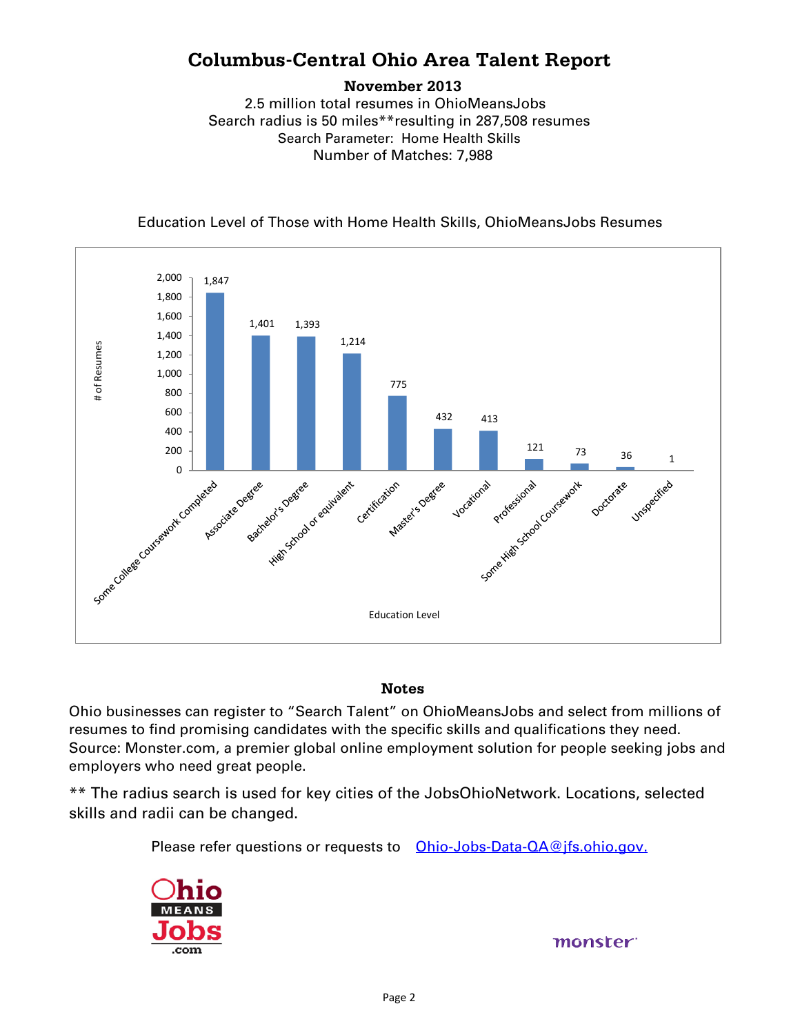# Columbus-Central Ohio Area Talent Report

**November 2013**

2.5 million total resumes in OhioMeansJobs

Search radius is 50 miles**resulting in 287,508 resumes

Search Parameter: Home Health Skills

Number of Matches: 7,988

Education Level of Those with Home Health Skills, OhioMeansJobs Resumes

# of Resumes

2,000
1,800
1,600
1,400
1,200
1,000
800
600
400
200
0

1,847
1,401
1,393
1,214
775
432
413
121
73
36
1

Some College Coursework Completed
Associate Degree
Bachelor's Degree
High School or equivalent
Certification
Master's Degree
Vocational
Professional
Some High School Coursework
Doctorate
Unspecified

Education Level

## Notes

Ohio businesses can register to "Search Talent" on OhioMeansJobs and select from millions of resumes to find promising candidates with the specific skills and qualifications they need. Source: Monster.com, a premier global online employment solution for people seeking jobs and employers who need great people.

** The radius search is used for key cities of the JobsOhioNetwork. Locations, selected skills and radii can be changed.

Please refer questions or requests to Ohio-Jobs-Data-QA@jfs.ohio.gov.

Ohio MEANS Jobs .com

monster